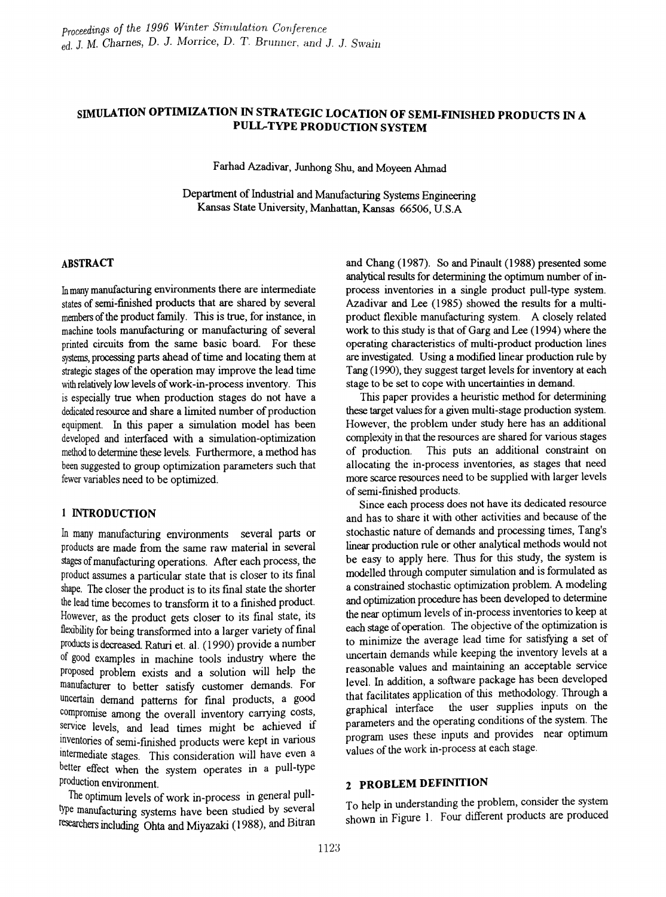# SIMULATION OPTIMIZATION IN STRATEGIC LOCATION OF SEMI-FINISHED PRODUCTS IN A PULL-TYPE PRODUCTION SYSTEM

Farhad Azadivar, Junhong Shu, and Moyeen Ahmad

Department of Industrial and Manufacturing Systems Engineering
Kansas State University, Manhattan, Kansas 66506, U.S.A

## ABSTRACT

In many manufacturing environments there are intermediate states of semi-finished products that are shared by several members of the product family. This is true, for instance, in machine tools manufacturing or manufacturing of several printed circuits from the same basic board. For these systems, processing parts ahead of time and locating them at strategic stages of the operation may improve the lead time with relatively low levels of work-in-process inventory. This is especially true when production stages do not have a dedicated resource and share a limited number of production equipment. In this paper a simulation model has been developed and interfaced with a simulation-optimization method to determine these levels. Furthermore, a method has been suggested to group optimization parameters such that fewer variables need to be optimized.

## 1 INTRODUCTION

In many manufacturing environments several parts or products are made from the same raw material in several stages of manufacturing operations. After each process, the product assumes a particular state that is closer to its final shape. The closer the product is to its final state the shorter the lead time becomes to transform it to a finished product. However, as the product gets closer to its final state, its flexibility for being transformed into a larger variety of final products is decreased. Raturi et. al. (1990) provide a number of good examples in machine tools industry where the proposed problem exists and a solution will help the manufacturer to better satisfy customer demands. For uncertain demand patterns for final products, a good compromise among the overall inventory carrying costs, service levels, and lead times might be achieved if inventories of semi-finished products were kept in various intermediate stages. This consideration will have even a better effect when the system operates in a pull-type production environment.

The optimum levels of work in-process in general pull-type manufacturing systems have been studied by several researchers including Ohta and Miyazaki (1988), and Bitran and Chang (1987). So and Pinault (1988) presented some analytical results for determining the optimum number of in-process inventories in a single product pull-type system. Azadivar and Lee (1985) showed the results for a multi-product flexible manufacturing system. A closely related work to this study is that of Garg and Lee (1994) where the operating characteristics of multi-product production lines are investigated. Using a modified linear production rule by Tang (1990), they suggest target levels for inventory at each stage to be set to cope with uncertainties in demand.

This paper provides a heuristic method for determining these target values for a given multi-stage production system. However, the problem under study here has an additional complexity in that the resources are shared for various stages of production. This puts an additional constraint on allocating the in-process inventories, as stages that need more scarce resources need to be supplied with larger levels of semi-finished products.

Since each process does not have its dedicated resource and has to share it with other activities and because of the stochastic nature of demands and processing times, Tang's linear production rule or other analytical methods would not be easy to apply here. Thus for this study, the system is modelled through computer simulation and is formulated as a constrained stochastic optimization problem. A modeling and optimization procedure has been developed to determine the near optimum levels of in-process inventories to keep at each stage of operation. The objective of the optimization is to minimize the average lead time for satisfying a set of uncertain demands while keeping the inventory levels at a reasonable values and maintaining an acceptable service level. In addition, a software package has been developed that facilitates application of this methodology. Through a graphical interface the user supplies inputs on the parameters and the operating conditions of the system. The program uses these inputs and provides near optimum values of the work in-process at each stage.

## 2 PROBLEM DEFINITION

To help in understanding the problem, consider the system shown in Figure 1. Four different products are produced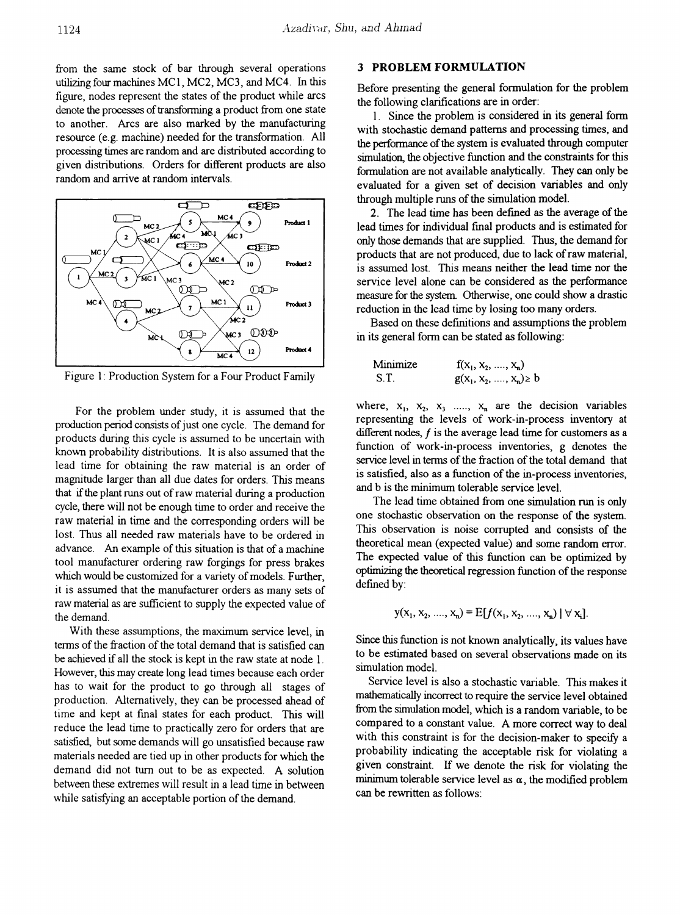from the same stock of bar through several operations utilizing four machines MC1, MC2, MC3, and MC4. In this figure, nodes represent the states of the product while arcs denote the processes of transforming a product from one state to another. Arcs are also marked by the manufacturing resource (e.g. machine) needed for the transformation. All processing times are random and are distributed according to given distributions. Orders for different products are also random and arrive at random intervals.

Figure 1: Production System for a Four Product Family

For the problem under study, it is assumed that the production period consists of just one cycle. The demand for products during this cycle is assumed to be uncertain with known probability distributions. It is also assumed that the lead time for obtaining the raw material is an order of magnitude larger than all due dates for orders. This means that if the plant runs out of raw material during a production cycle, there will not be enough time to order and receive the raw material in time and the corresponding orders will be lost. Thus all needed raw materials have to be ordered in advance. An example of this situation is that of a machine tool manufacturer ordering raw forgings for press brakes which would be customized for a variety of models. Further, it is assumed that the manufacturer orders as many sets of raw material as are sufficient to supply the expected value of the demand.

With these assumptions, the maximum service level, in terms of the fraction of the total demand that is satisfied can be achieved if all the stock is kept in the raw state at node 1. However, this may create long lead times because each order has to wait for the product to go through all stages of production. Alternatively, they can be processed ahead of time and kept at final states for each product. This will reduce the lead time to practically zero for orders that are satisfied, but some demands will go unsatisfied because raw materials needed are tied up in other products for which the demand did not turn out to be as expected. A solution between these extremes will result in a lead time in between while satisfying an acceptable portion of the demand.

## 3 PROBLEM FORMULATION

Before presenting the general formulation for the problem the following clarifications are in order:

1. Since the problem is considered in its general form with stochastic demand patterns and processing times, and the performance of the system is evaluated through computer simulation, the objective function and the constraints for this formulation are not available analytically. They can only be evaluated for a given set of decision variables and only through multiple runs of the simulation model.

2. The lead time has been defined as the average of the lead times for individual final products and is estimated for only those demands that are supplied. Thus, the demand for products that are not produced, due to lack of raw material, is assumed lost. This means neither the lead time nor the service level alone can be considered as the performance measure for the system. Otherwise, one could show a drastic reduction in the lead time by losing too many orders.

Based on these definitions and assumptions the problem in its general form can be stated as following:

$$\begin{array}{ll} \text{Minimize} & f(x_1, x_2, \ldots, x_n) \\ \text{S.T.} & g(x_1, x_2, \ldots, x_n) \geq b \end{array}$$

where, $x_1$, $x_2$, $x_3$ ....., $x_n$ are the decision variables representing the levels of work-in-process inventory at different nodes, $f$ is the average lead time for customers as a function of work-in-process inventories, g denotes the service level in terms of the fraction of the total demand that is satisfied, also as a function of the in-process inventories, and b is the minimum tolerable service level.

The lead time obtained from one simulation run is only one stochastic observation on the response of the system. This observation is noise corrupted and consists of the theoretical mean (expected value) and some random error. The expected value of this function can be optimized by optimizing the theoretical regression function of the response defined by:

$$y(x_1, x_2, \ldots, x_n) = E[f(x_1, x_2, \ldots, x_n) \mid \forall x_i].$$

Since this function is not known analytically, its values have to be estimated based on several observations made on its simulation model.

Service level is also a stochastic variable. This makes it mathematically incorrect to require the service level obtained from the simulation model, which is a random variable, to be compared to a constant value. A more correct way to deal with this constraint is for the decision-maker to specify a probability indicating the acceptable risk for violating a given constraint. If we denote the risk for violating the minimum tolerable service level as $\alpha$, the modified problem can be rewritten as follows: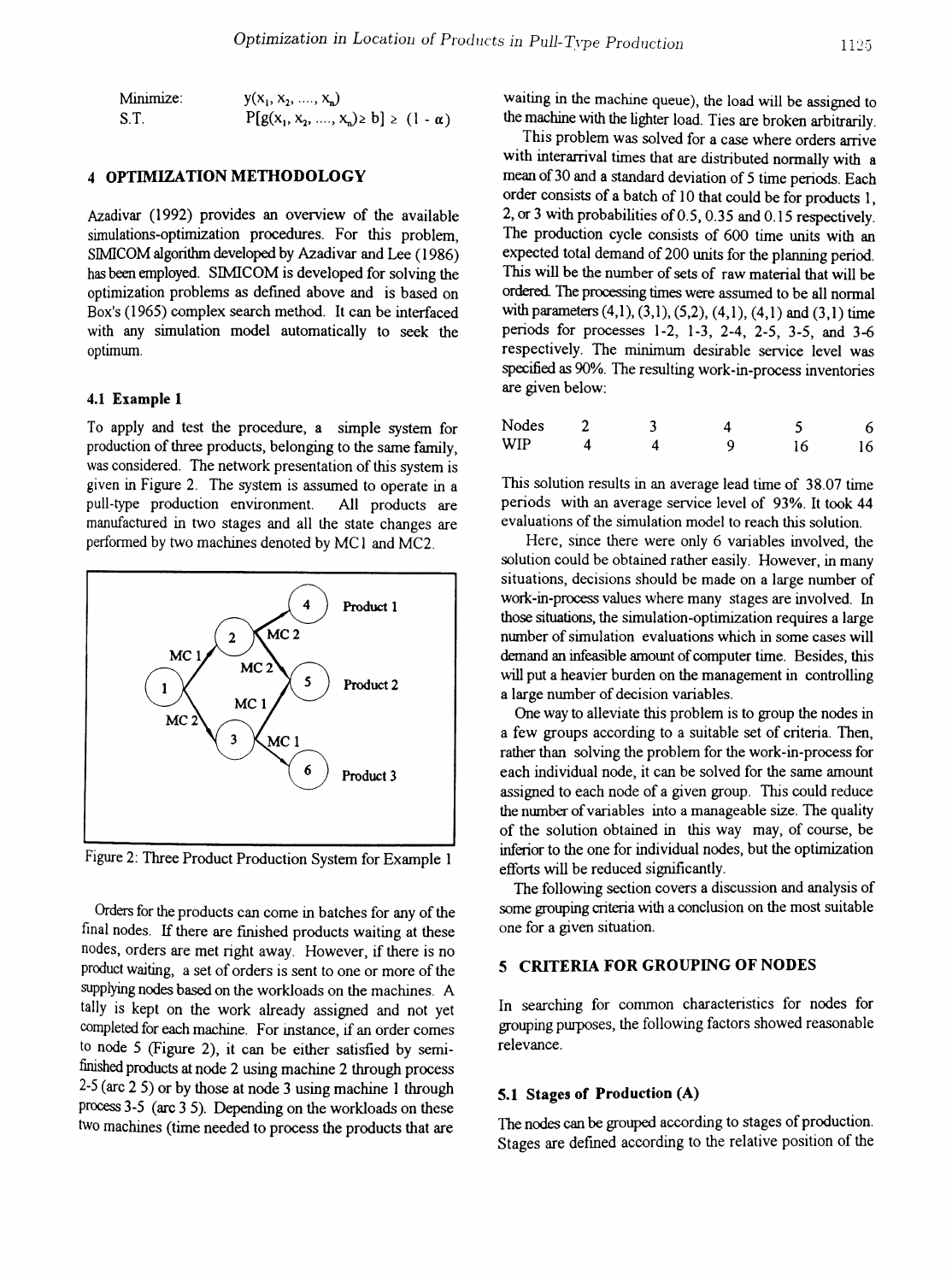$$\text{Minimize:} \quad y(x_1, x_2, \ldots, x_n)$$

$$\text{S.T.} \quad P[g(x_1, x_2, \ldots, x_n) \geq b] \geq (1 - \alpha)$$

## 4 OPTIMIZATION METHODOLOGY

Azadivar (1992) provides an overview of the available simulations-optimization procedures. For this problem, SIMICOM algorithm developed by Azadivar and Lee (1986) has been employed. SIMICOM is developed for solving the optimization problems as defined above and is based on Box's (1965) complex search method. It can be interfaced with any simulation model automatically to seek the optimum.

### 4.1 Example 1

To apply and test the procedure, a simple system for production of three products, belonging to the same family, was considered. The network presentation of this system is given in Figure 2. The system is assumed to operate in a pull-type production environment. All products are manufactured in two stages and all the state changes are performed by two machines denoted by MC1 and MC2.

Figure 2: Three Product Production System for Example 1

Orders for the products can come in batches for any of the final nodes. If there are finished products waiting at these nodes, orders are met right away. However, if there is no product waiting, a set of orders is sent to one or more of the supplying nodes based on the workloads on the machines. A tally is kept on the work already assigned and not yet completed for each machine. For instance, if an order comes to node 5 (Figure 2), it can be either satisfied by semi-finished products at node 2 using machine 2 through process 2-5 (arc 2 5) or by those at node 3 using machine 1 through process 3-5 (arc 3 5). Depending on the workloads on these two machines (time needed to process the products that are waiting in the machine queue), the load will be assigned to the machine with the lighter load. Ties are broken arbitrarily.

This problem was solved for a case where orders arrive with interarrival times that are distributed normally with a mean of 30 and a standard deviation of 5 time periods. Each order consists of a batch of 10 that could be for products 1, 2, or 3 with probabilities of 0.5, 0.35 and 0.15 respectively. The production cycle consists of 600 time units with an expected total demand of 200 units for the planning period. This will be the number of sets of raw material that will be ordered. The processing times were assumed to be all normal with parameters (4,1), (3,1), (5,2), (4,1), (4,1) and (3,1) time periods for processes 1-2, 1-3, 2-4, 2-5, 3-5, and 3-6 respectively. The minimum desirable service level was specified as 90%. The resulting work-in-process inventories are given below:

| Nodes | 2 | 3 | 4 | 5 | 6 |
|---|---|---|---|---|---|
| WIP | 4 | 4 | 9 | 16 | 16 |

This solution results in an average lead time of 38.07 time periods with an average service level of 93%. It took 44 evaluations of the simulation model to reach this solution.

Here, since there were only 6 variables involved, the solution could be obtained rather easily. However, in many situations, decisions should be made on a large number of work-in-process values where many stages are involved. In those situations, the simulation-optimization requires a large number of simulation evaluations which in some cases will demand an infeasible amount of computer time. Besides, this will put a heavier burden on the management in controlling a large number of decision variables.

One way to alleviate this problem is to group the nodes in a few groups according to a suitable set of criteria. Then, rather than solving the problem for the work-in-process for each individual node, it can be solved for the same amount assigned to each node of a given group. This could reduce the number of variables into a manageable size. The quality of the solution obtained in this way may, of course, be inferior to the one for individual nodes, but the optimization efforts will be reduced significantly.

The following section covers a discussion and analysis of some grouping criteria with a conclusion on the most suitable one for a given situation.

## 5 CRITERIA FOR GROUPING OF NODES

In searching for common characteristics for nodes for grouping purposes, the following factors showed reasonable relevance.

### 5.1 Stages of Production (A)

The nodes can be grouped according to stages of production. Stages are defined according to the relative position of the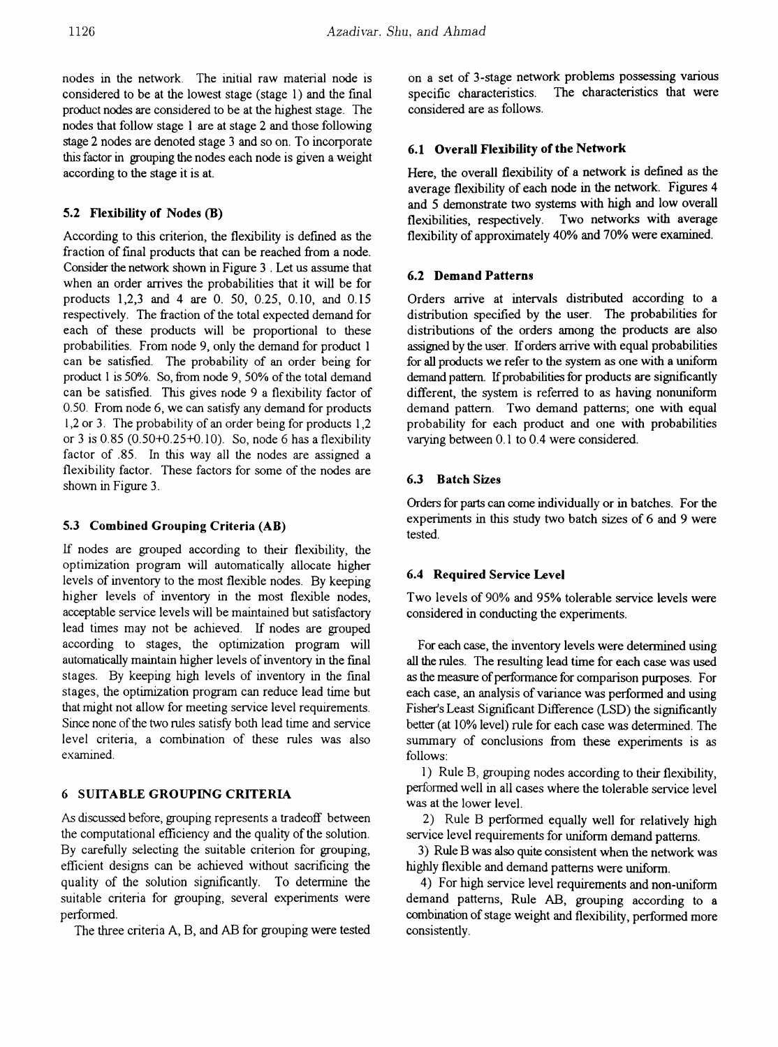nodes in the network. The initial raw material node is considered to be at the lowest stage (stage 1) and the final product nodes are considered to be at the highest stage. The nodes that follow stage 1 are at stage 2 and those following stage 2 nodes are denoted stage 3 and so on. To incorporate this factor in grouping the nodes each node is given a weight according to the stage it is at.

### 5.2 Flexibility of Nodes (B)

According to this criterion, the flexibility is defined as the fraction of final products that can be reached from a node. Consider the network shown in Figure 3 . Let us assume that when an order arrives the probabilities that it will be for products 1,2,3 and 4 are 0. 50, 0.25, 0.10, and 0.15 respectively. The fraction of the total expected demand for each of these products will be proportional to these probabilities. From node 9, only the demand for product 1 can be satisfied. The probability of an order being for product 1 is 50%. So, from node 9, 50% of the total demand can be satisfied. This gives node 9 a flexibility factor of 0.50. From node 6, we can satisfy any demand for products 1,2 or 3. The probability of an order being for products 1,2 or 3 is 0.85 (0.50+0.25+0.10). So, node 6 has a flexibility factor of .85. In this way all the nodes are assigned a flexibility factor. These factors for some of the nodes are shown in Figure 3.

### 5.3 Combined Grouping Criteria (AB)

If nodes are grouped according to their flexibility, the optimization program will automatically allocate higher levels of inventory to the most flexible nodes. By keeping higher levels of inventory in the most flexible nodes, acceptable service levels will be maintained but satisfactory lead times may not be achieved. If nodes are grouped according to stages, the optimization program will automatically maintain higher levels of inventory in the final stages. By keeping high levels of inventory in the final stages, the optimization program can reduce lead time but that might not allow for meeting service level requirements. Since none of the two rules satisfy both lead time and service level criteria, a combination of these rules was also examined.

## 6 SUITABLE GROUPING CRITERIA

As discussed before, grouping represents a tradeoff between the computational efficiency and the quality of the solution. By carefully selecting the suitable criterion for grouping, efficient designs can be achieved without sacrificing the quality of the solution significantly. To determine the suitable criteria for grouping, several experiments were performed.

The three criteria A, B, and AB for grouping were tested on a set of 3-stage network problems possessing various specific characteristics. The characteristics that were considered are as follows.

### 6.1 Overall Flexibility of the Network

Here, the overall flexibility of a network is defined as the average flexibility of each node in the network. Figures 4 and 5 demonstrate two systems with high and low overall flexibilities, respectively. Two networks with average flexibility of approximately 40% and 70% were examined.

### 6.2 Demand Patterns

Orders arrive at intervals distributed according to a distribution specified by the user. The probabilities for distributions of the orders among the products are also assigned by the user. If orders arrive with equal probabilities for all products we refer to the system as one with a uniform demand pattern. If probabilities for products are significantly different, the system is referred to as having nonuniform demand pattern. Two demand patterns; one with equal probability for each product and one with probabilities varying between 0.1 to 0.4 were considered.

### 6.3 Batch Sizes

Orders for parts can come individually or in batches. For the experiments in this study two batch sizes of 6 and 9 were tested.

### 6.4 Required Service Level

Two levels of 90% and 95% tolerable service levels were considered in conducting the experiments.

For each case, the inventory levels were determined using all the rules. The resulting lead time for each case was used as the measure of performance for comparison purposes. For each case, an analysis of variance was performed and using Fisher's Least Significant Difference (LSD) the significantly better (at 10% level) rule for each case was determined. The summary of conclusions from these experiments is as follows:

1) Rule B, grouping nodes according to their flexibility, performed well in all cases where the tolerable service level was at the lower level.

2) Rule B performed equally well for relatively high service level requirements for uniform demand patterns.

3) Rule B was also quite consistent when the network was highly flexible and demand patterns were uniform.

4) For high service level requirements and non-uniform demand patterns, Rule AB, grouping according to a combination of stage weight and flexibility, performed more consistently.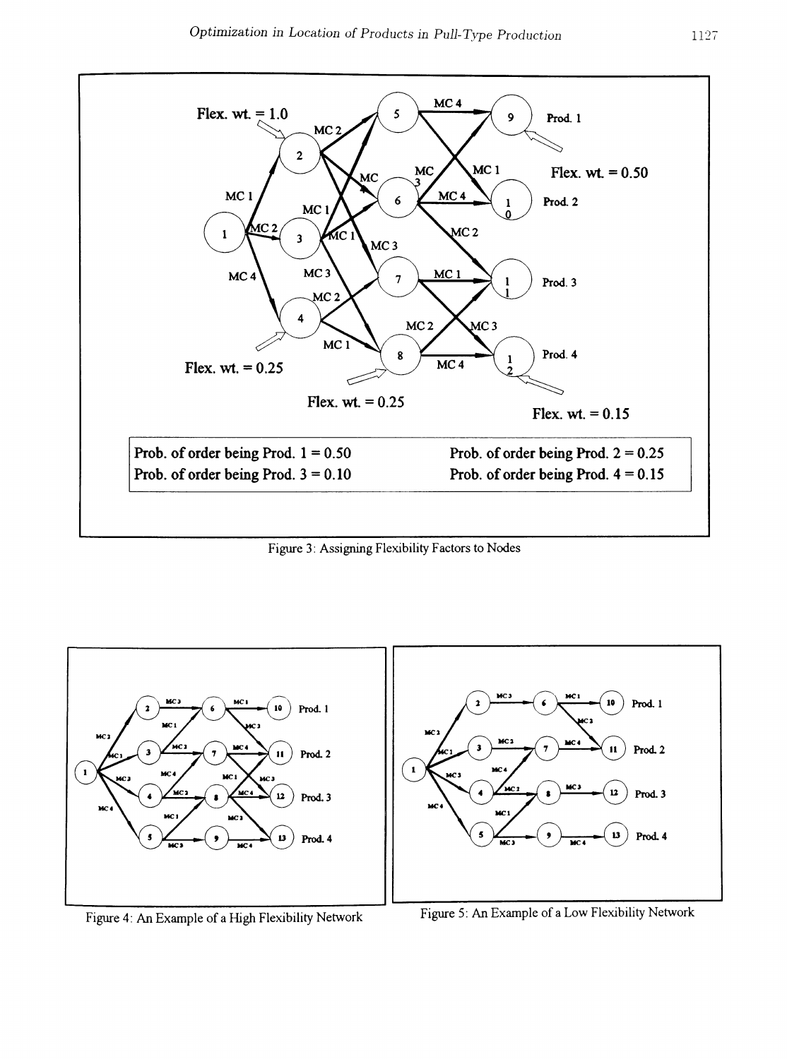Figure 3: Assigning Flexibility Factors to Nodes

Figure 4: An Example of a High Flexibility Network

Figure 5: An Example of a Low Flexibility Network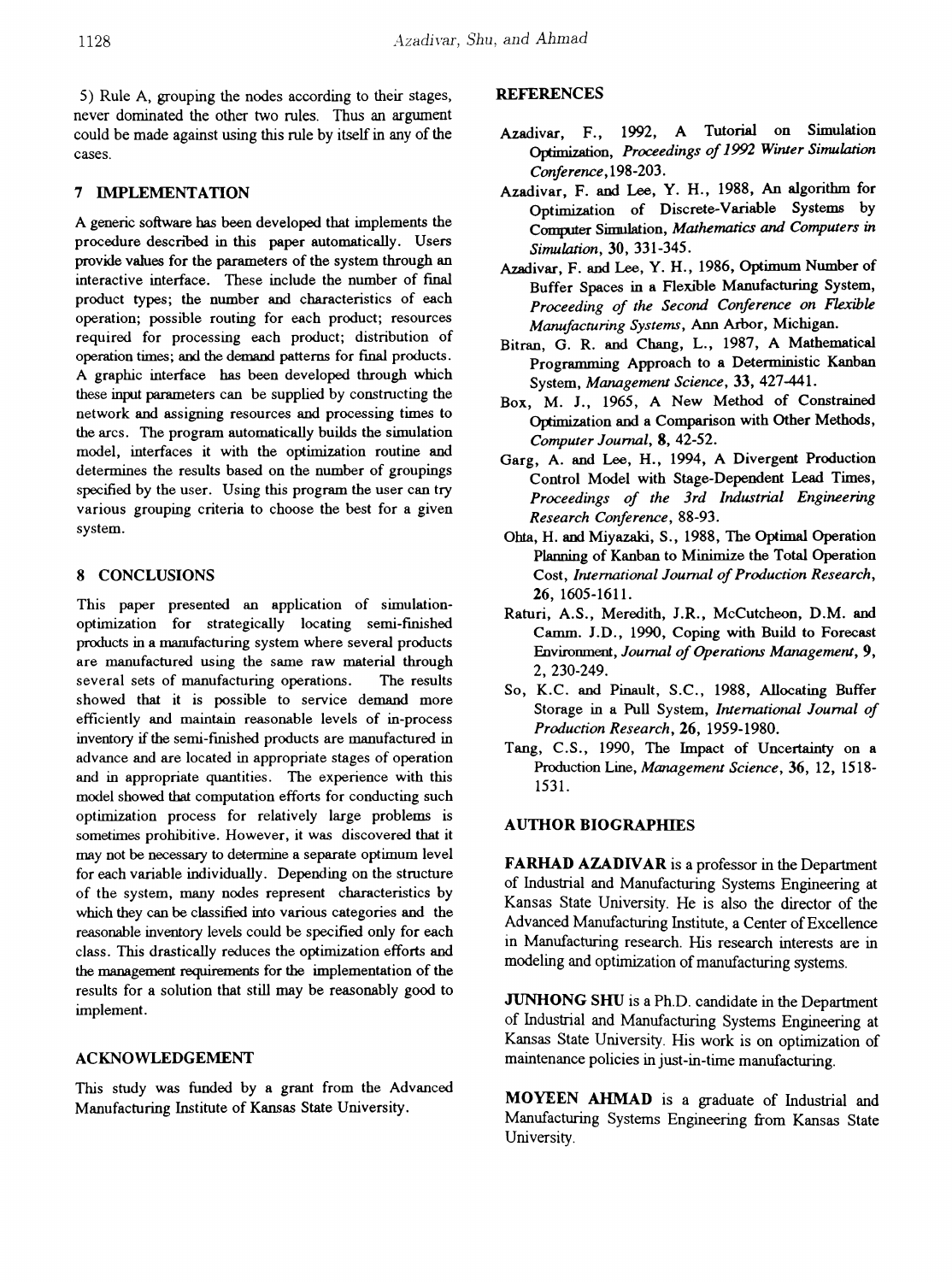5) Rule A, grouping the nodes according to their stages, never dominated the other two rules. Thus an argument could be made against using this rule by itself in any of the cases.

## 7 IMPLEMENTATION

A generic software has been developed that implements the procedure described in this paper automatically. Users provide values for the parameters of the system through an interactive interface. These include the number of final product types; the number and characteristics of each operation; possible routing for each product; resources required for processing each product; distribution of operation times; and the demand patterns for final products. A graphic interface has been developed through which these input parameters can be supplied by constructing the network and assigning resources and processing times to the arcs. The program automatically builds the simulation model, interfaces it with the optimization routine and determines the results based on the number of groupings specified by the user. Using this program the user can try various grouping criteria to choose the best for a given system.

## 8 CONCLUSIONS

This paper presented an application of simulation-optimization for strategically locating semi-finished products in a manufacturing system where several products are manufactured using the same raw material through several sets of manufacturing operations. The results showed that it is possible to service demand more efficiently and maintain reasonable levels of in-process inventory if the semi-finished products are manufactured in advance and are located in appropriate stages of operation and in appropriate quantities. The experience with this model showed that computation efforts for conducting such optimization process for relatively large problems is sometimes prohibitive. However, it was discovered that it may not be necessary to determine a separate optimum level for each variable individually. Depending on the structure of the system, many nodes represent characteristics by which they can be classified into various categories and the reasonable inventory levels could be specified only for each class. This drastically reduces the optimization efforts and the management requirements for the implementation of the results for a solution that still may be reasonably good to implement.

## ACKNOWLEDGEMENT

This study was funded by a grant from the Advanced Manufacturing Institute of Kansas State University.

## REFERENCES

Azadivar, F., 1992, A Tutorial on Simulation Optimization, *Proceedings of 1992 Winter Simulation Conference*, 198-203.

Azadivar, F. and Lee, Y. H., 1988, An algorithm for Optimization of Discrete-Variable Systems by Computer Simulation, *Mathematics and Computers in Simulation*, **30**, 331-345.

Azadivar, F. and Lee, Y. H., 1986, Optimum Number of Buffer Spaces in a Flexible Manufacturing System, *Proceeding of the Second Conference on Flexible Manufacturing Systems*, Ann Arbor, Michigan.

Bitran, G. R. and Chang, L., 1987, A Mathematical Programming Approach to a Deterministic Kanban System, *Management Science*, **33**, 427-441.

Box, M. J., 1965, A New Method of Constrained Optimization and a Comparison with Other Methods, *Computer Journal*, **8**, 42-52.

Garg, A. and Lee, H., 1994, A Divergent Production Control Model with Stage-Dependent Lead Times, *Proceedings of the 3rd Industrial Engineering Research Conference*, 88-93.

Ohta, H. and Miyazaki, S., 1988, The Optimal Operation Planning of Kanban to Minimize the Total Operation Cost, *International Journal of Production Research*, **26**, 1605-1611.

Raturi, A.S., Meredith, J.R., McCutcheon, D.M. and Camm. J.D., 1990, Coping with Build to Forecast Environment, *Journal of Operations Management*, **9**, 2, 230-249.

So, K.C. and Pinault, S.C., 1988, Allocating Buffer Storage in a Pull System, *International Journal of Production Research*, **26**, 1959-1980.

Tang, C.S., 1990, The Impact of Uncertainty on a Production Line, *Management Science*, **36**, 12, 1518-1531.

## AUTHOR BIOGRAPHIES

**FARHAD AZADIVAR** is a professor in the Department of Industrial and Manufacturing Systems Engineering at Kansas State University. He is also the director of the Advanced Manufacturing Institute, a Center of Excellence in Manufacturing research. His research interests are in modeling and optimization of manufacturing systems.

**JUNHONG SHU** is a Ph.D. candidate in the Department of Industrial and Manufacturing Systems Engineering at Kansas State University. His work is on optimization of maintenance policies in just-in-time manufacturing.

**MOYEEN AHMAD** is a graduate of Industrial and Manufacturing Systems Engineering from Kansas State University.